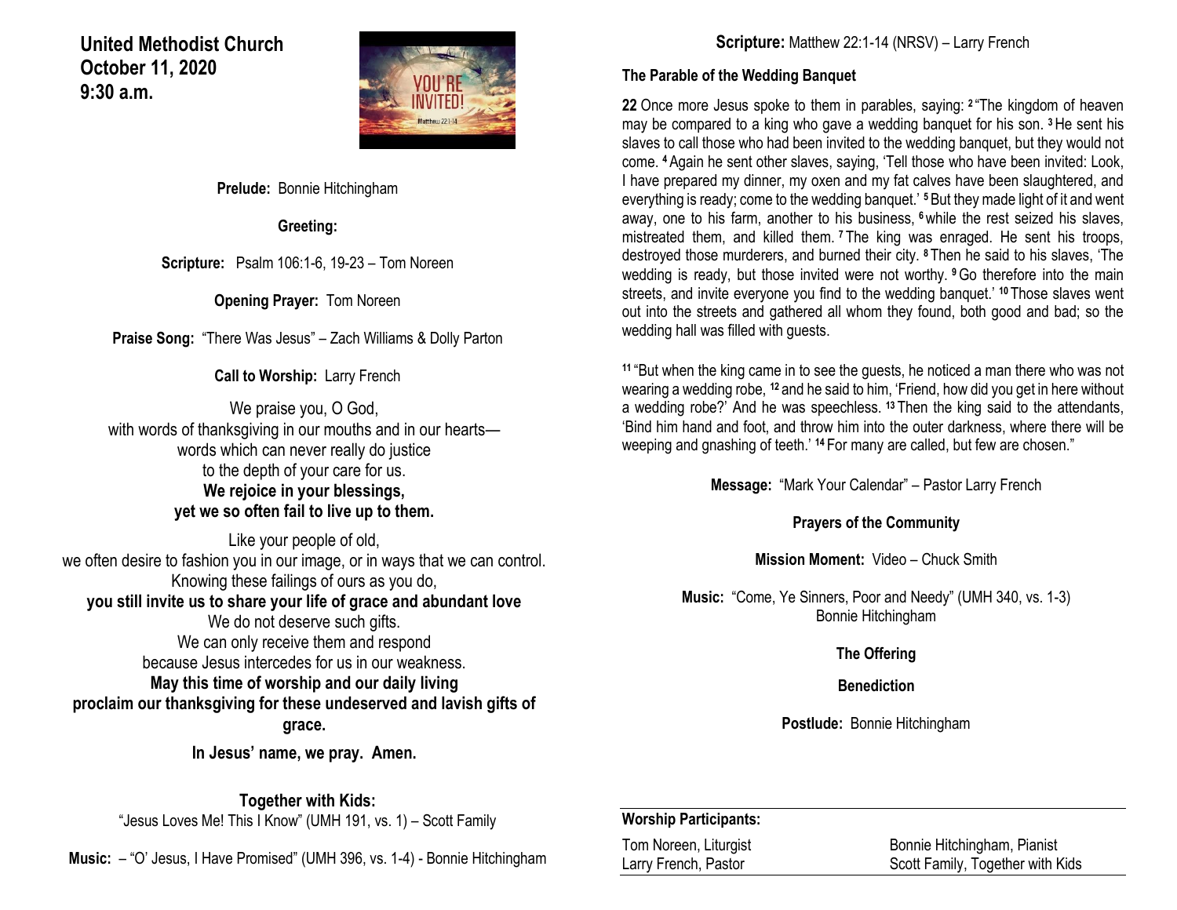# United Methodist Church
## October 11, 2020
## 9:30 a.m.

**Prelude:** Bonnie Hitchingham

**Greeting:**

**Scripture:** Psalm 106:1-6, 19-23 – Tom Noreen

**Opening Prayer:** Tom Noreen

**Praise Song:** "There Was Jesus" – Zach Williams & Dolly Parton

**Call to Worship:** Larry French

We praise you, O God,
with words of thanksgiving in our mouths and in our hearts—
words which can never really do justice
to the depth of your care for us.
**We rejoice in your blessings,**
**yet we so often fail to live up to them.**

Like your people of old,
we often desire to fashion you in our image, or in ways that we can control.
Knowing these failings of ours as you do,
**you still invite us to share your life of grace and abundant love**
We do not deserve such gifts.
We can only receive them and respond
because Jesus intercedes for us in our weakness.
**May this time of worship and our daily living**
**proclaim our thanksgiving for these undeserved and lavish gifts of grace.**

**In Jesus' name, we pray. Amen.**

**Together with Kids:**
"Jesus Loves Me! This I Know" (UMH 191, vs. 1) – Scott Family

**Music:** – "O' Jesus, I Have Promised" (UMH 396, vs. 1-4) - Bonnie Hitchingham

**Scripture:** Matthew 22:1-14 (NRSV) – Larry French

**The Parable of the Wedding Banquet**

**22** Once more Jesus spoke to them in parables, saying: [2] "The kingdom of heaven may be compared to a king who gave a wedding banquet for his son. [3] He sent his slaves to call those who had been invited to the wedding banquet, but they would not come. [4] Again he sent other slaves, saying, 'Tell those who have been invited: Look, I have prepared my dinner, my oxen and my fat calves have been slaughtered, and everything is ready; come to the wedding banquet.' [5] But they made light of it and went away, one to his farm, another to his business, [6] while the rest seized his slaves, mistreated them, and killed them. [7] The king was enraged. He sent his troops, destroyed those murderers, and burned their city. [8] Then he said to his slaves, 'The wedding is ready, but those invited were not worthy. [9] Go therefore into the main streets, and invite everyone you find to the wedding banquet.' [10] Those slaves went out into the streets and gathered all whom they found, both good and bad; so the wedding hall was filled with guests.

[11] "But when the king came in to see the guests, he noticed a man there who was not wearing a wedding robe, [12] and he said to him, 'Friend, how did you get in here without a wedding robe?' And he was speechless. [13] Then the king said to the attendants, 'Bind him hand and foot, and throw him into the outer darkness, where there will be weeping and gnashing of teeth.' [14] For many are called, but few are chosen."

**Message:** "Mark Your Calendar" – Pastor Larry French

**Prayers of the Community**

**Mission Moment:** Video – Chuck Smith

**Music:** "Come, Ye Sinners, Poor and Needy" (UMH 340, vs. 1-3)
Bonnie Hitchingham

**The Offering**

**Benediction**

**Postlude:** Bonnie Hitchingham

**Worship Participants:**

| | |
|---|---|
| Tom Noreen, Liturgist | Bonnie Hitchingham, Pianist |
| Larry French, Pastor | Scott Family, Together with Kids |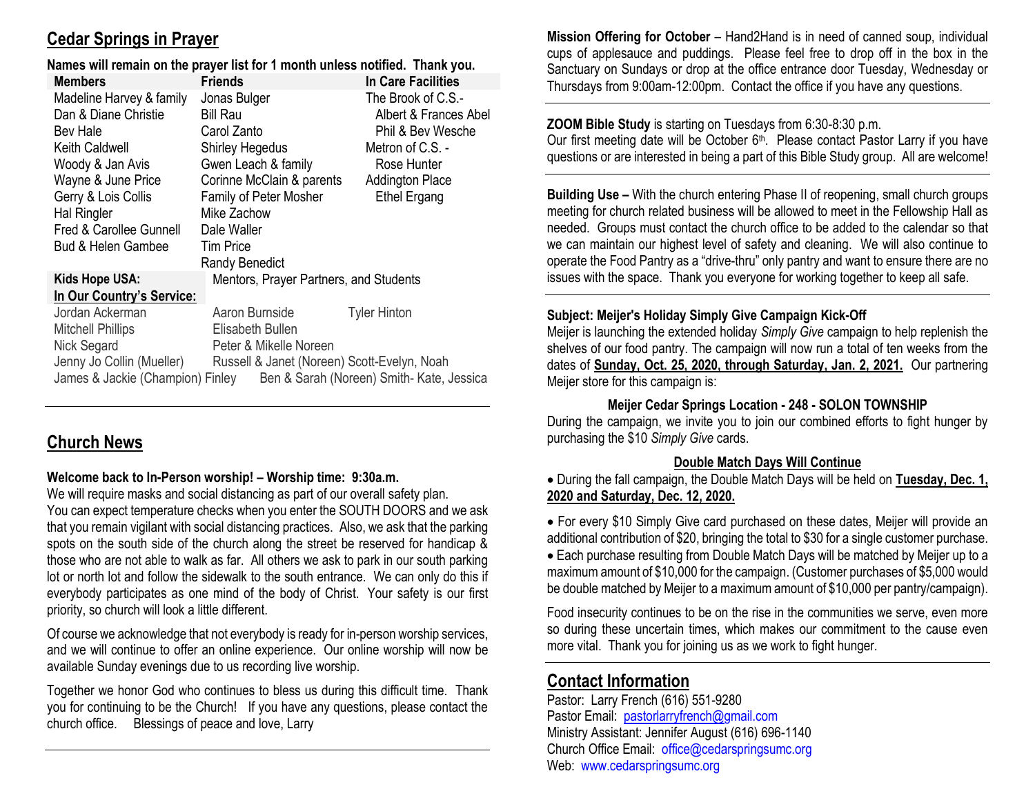## Cedar Springs in Prayer

**Names will remain on the prayer list for 1 month unless notified. Thank you.**

| Members | Friends | In Care Facilities |
|---|---|---|
| Madeline Harvey & family | Jonas Bulger | The Brook of C.S.- |
| Dan & Diane Christie | Bill Rau | Albert & Frances Abel |
| Bev Hale | Carol Zanto | Phil & Bev Wesche |
| Keith Caldwell | Shirley Hegedus | Metron of C.S. - |
| Woody & Jan Avis | Gwen Leach & family | Rose Hunter |
| Wayne & June Price | Corinne McClain & parents | Addington Place |
| Gerry & Lois Collis | Family of Peter Mosher | Ethel Ergang |
| Hal Ringler | Mike Zachow | |
| Fred & Carollee Gunnell | Dale Waller | |
| Bud & Helen Gambee | Tim Price | |
| | Randy Benedict | |

**Kids Hope USA:** Mentors, Prayer Partners, and Students

**In Our Country's Service:**

Jordan Ackerman — Aaron Burnside — Tyler Hinton
Mitchell Phillips — Elisabeth Bullen
Nick Segard — Peter & Mikelle Noreen
Jenny Jo Collin (Mueller) — Russell & Janet (Noreen) Scott-Evelyn, Noah
James & Jackie (Champion) Finley — Ben & Sarah (Noreen) Smith- Kate, Jessica

---

## Church News

**Welcome back to In-Person worship! – Worship time: 9:30a.m.**

We will require masks and social distancing as part of our overall safety plan. You can expect temperature checks when you enter the SOUTH DOORS and we ask that you remain vigilant with social distancing practices. Also, we ask that the parking spots on the south side of the church along the street be reserved for handicap & those who are not able to walk as far. All others we ask to park in our south parking lot or north lot and follow the sidewalk to the south entrance. We can only do this if everybody participates as one mind of the body of Christ. Your safety is our first priority, so church will look a little different.

Of course we acknowledge that not everybody is ready for in-person worship services, and we will continue to offer an online experience. Our online worship will now be available Sunday evenings due to us recording live worship.

Together we honor God who continues to bless us during this difficult time. Thank you for continuing to be the Church! If you have any questions, please contact the church office. Blessings of peace and love, Larry

---

**Mission Offering for October** – Hand2Hand is in need of canned soup, individual cups of applesauce and puddings. Please feel free to drop off in the box in the Sanctuary on Sundays or drop at the office entrance door Tuesday, Wednesday or Thursdays from 9:00am-12:00pm. Contact the office if you have any questions.

---

**ZOOM Bible Study** is starting on Tuesdays from 6:30-8:30 p.m.
Our first meeting date will be October 6th. Please contact Pastor Larry if you have questions or are interested in being a part of this Bible Study group. All are welcome!

---

**Building Use –** With the church entering Phase II of reopening, small church groups meeting for church related business will be allowed to meet in the Fellowship Hall as needed. Groups must contact the church office to be added to the calendar so that we can maintain our highest level of safety and cleaning. We will also continue to operate the Food Pantry as a "drive-thru" only pantry and want to ensure there are no issues with the space. Thank you everyone for working together to keep all safe.

---

**Subject: Meijer's Holiday Simply Give Campaign Kick-Off**

Meijer is launching the extended holiday *Simply Give* campaign to help replenish the shelves of our food pantry. The campaign will now run a total of ten weeks from the dates of **Sunday, Oct. 25, 2020, through Saturday, Jan. 2, 2021.** Our partnering Meijer store for this campaign is:

**Meijer Cedar Springs Location - 248 - SOLON TOWNSHIP**

During the campaign, we invite you to join our combined efforts to fight hunger by purchasing the $10 *Simply Give* cards.

**Double Match Days Will Continue**

- During the fall campaign, the Double Match Days will be held on **Tuesday, Dec. 1, 2020 and Saturday, Dec. 12, 2020.**
- For every $10 Simply Give card purchased on these dates, Meijer will provide an additional contribution of $20, bringing the total to $30 for a single customer purchase.
- Each purchase resulting from Double Match Days will be matched by Meijer up to a maximum amount of $10,000 for the campaign. (Customer purchases of $5,000 would be double matched by Meijer to a maximum amount of $10,000 per pantry/campaign).

Food insecurity continues to be on the rise in the communities we serve, even more so during these uncertain times, which makes our commitment to the cause even more vital. Thank you for joining us as we work to fight hunger.

---

## Contact Information

Pastor: Larry French (616) 551-9280
Pastor Email: pastorlarryfrench@gmail.com
Ministry Assistant: Jennifer August (616) 696-1140
Church Office Email: office@cedarspringsumc.org
Web: www.cedarspringsumc.org